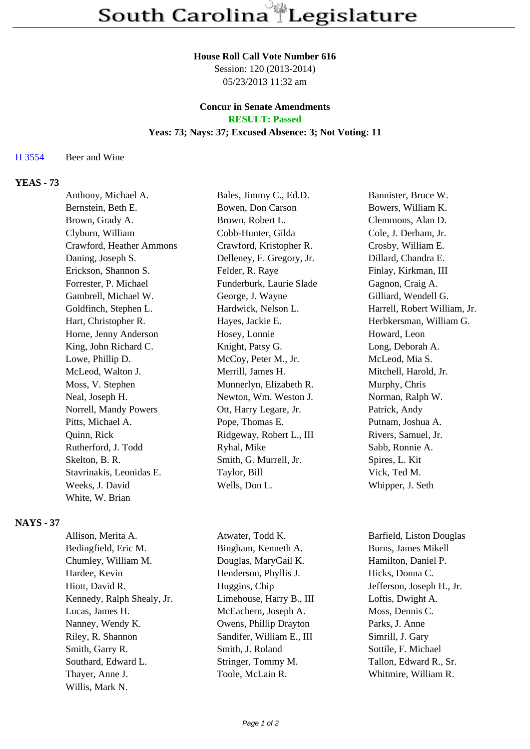# South Carolina Legislature

**House Roll Call Vote Number 616**
Session: 120 (2013-2014)
05/23/2013 11:32 am

**Concur in Senate Amendments**
**RESULT: Passed**
**Yeas: 73; Nays: 37; Excused Absence: 3; Not Voting: 11**

H 3554 Beer and Wine

## YEAS - 73

| | | |
|---|---|---|
| Anthony, Michael A. | Bales, Jimmy C., Ed.D. | Bannister, Bruce W. |
| Bernstein, Beth E. | Bowen, Don Carson | Bowers, William K. |
| Brown, Grady A. | Brown, Robert L. | Clemmons, Alan D. |
| Clyburn, William | Cobb-Hunter, Gilda | Cole, J. Derham, Jr. |
| Crawford, Heather Ammons | Crawford, Kristopher R. | Crosby, William E. |
| Daning, Joseph S. | Delleney, F. Gregory, Jr. | Dillard, Chandra E. |
| Erickson, Shannon S. | Felder, R. Raye | Finlay, Kirkman, III |
| Forrester, P. Michael | Funderburk, Laurie Slade | Gagnon, Craig A. |
| Gambrell, Michael W. | George, J. Wayne | Gilliard, Wendell G. |
| Goldfinch, Stephen L. | Hardwick, Nelson L. | Harrell, Robert William, Jr. |
| Hart, Christopher R. | Hayes, Jackie E. | Herbkersman, William G. |
| Horne, Jenny Anderson | Hosey, Lonnie | Howard, Leon |
| King, John Richard C. | Knight, Patsy G. | Long, Deborah A. |
| Lowe, Phillip D. | McCoy, Peter M., Jr. | McLeod, Mia S. |
| McLeod, Walton J. | Merrill, James H. | Mitchell, Harold, Jr. |
| Moss, V. Stephen | Munnerlyn, Elizabeth R. | Murphy, Chris |
| Neal, Joseph H. | Newton, Wm. Weston J. | Norman, Ralph W. |
| Norrell, Mandy Powers | Ott, Harry Legare, Jr. | Patrick, Andy |
| Pitts, Michael A. | Pope, Thomas E. | Putnam, Joshua A. |
| Quinn, Rick | Ridgeway, Robert L., III | Rivers, Samuel, Jr. |
| Rutherford, J. Todd | Ryhal, Mike | Sabb, Ronnie A. |
| Skelton, B. R. | Smith, G. Murrell, Jr. | Spires, L. Kit |
| Stavrinakis, Leonidas E. | Taylor, Bill | Vick, Ted M. |
| Weeks, J. David | Wells, Don L. | Whipper, J. Seth |
| White, W. Brian | | |

## NAYS - 37

| | | |
|---|---|---|
| Allison, Merita A. | Atwater, Todd K. | Barfield, Liston Douglas |
| Bedingfield, Eric M. | Bingham, Kenneth A. | Burns, James Mikell |
| Chumley, William M. | Douglas, MaryGail K. | Hamilton, Daniel P. |
| Hardee, Kevin | Henderson, Phyllis J. | Hicks, Donna C. |
| Hiott, David R. | Huggins, Chip | Jefferson, Joseph H., Jr. |
| Kennedy, Ralph Shealy, Jr. | Limehouse, Harry B., III | Loftis, Dwight A. |
| Lucas, James H. | McEachern, Joseph A. | Moss, Dennis C. |
| Nanney, Wendy K. | Owens, Phillip Drayton | Parks, J. Anne |
| Riley, R. Shannon | Sandifer, William E., III | Simrill, J. Gary |
| Smith, Garry R. | Smith, J. Roland | Sottile, F. Michael |
| Southard, Edward L. | Stringer, Tommy M. | Tallon, Edward R., Sr. |
| Thayer, Anne J. | Toole, McLain R. | Whitmire, William R. |
| Willis, Mark N. | | |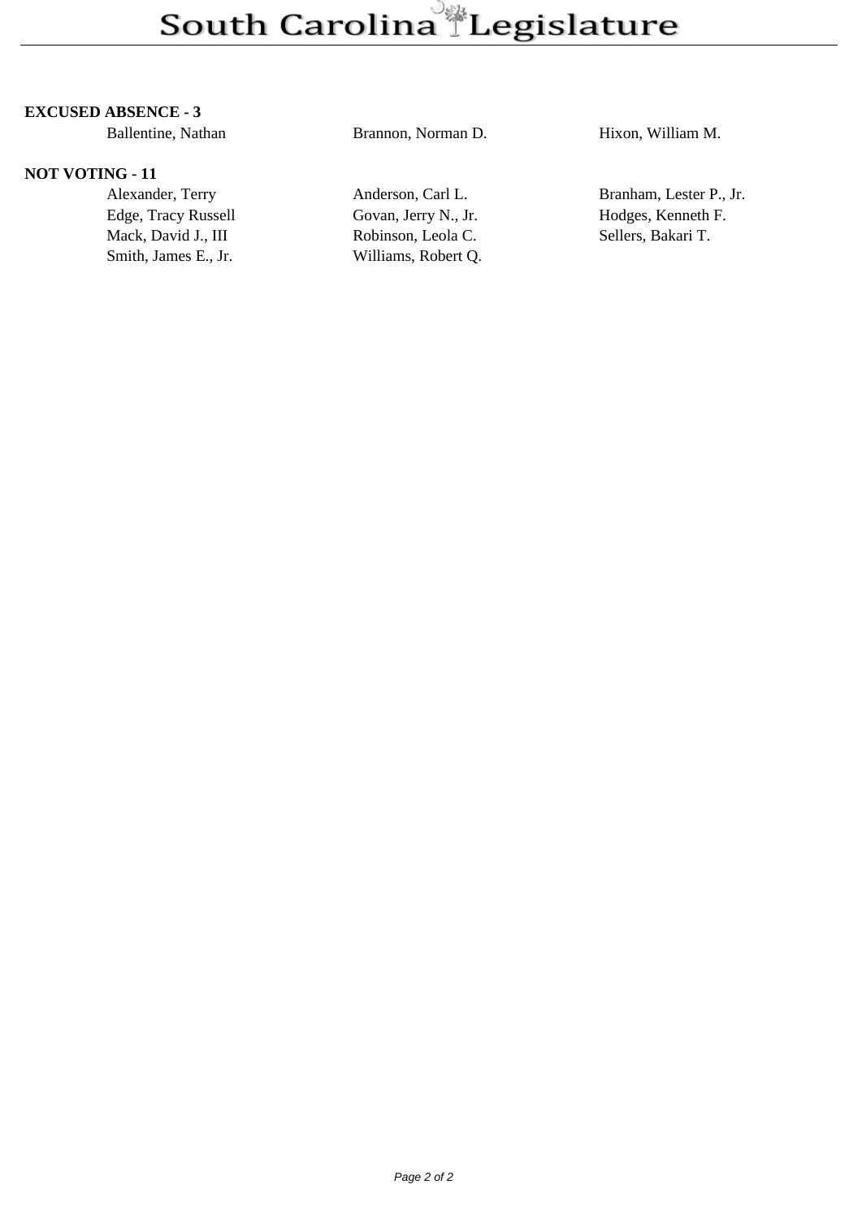**EXCUSED ABSENCE - 3**

| | | |
|---|---|---|
| Ballentine, Nathan | Brannon, Norman D. | Hixon, William M. |

**NOT VOTING - 11**

| | | |
|---|---|---|
| Alexander, Terry | Anderson, Carl L. | Branham, Lester P., Jr. |
| Edge, Tracy Russell | Govan, Jerry N., Jr. | Hodges, Kenneth F. |
| Mack, David J., III | Robinson, Leola C. | Sellers, Bakari T. |
| Smith, James E., Jr. | Williams, Robert Q. | |